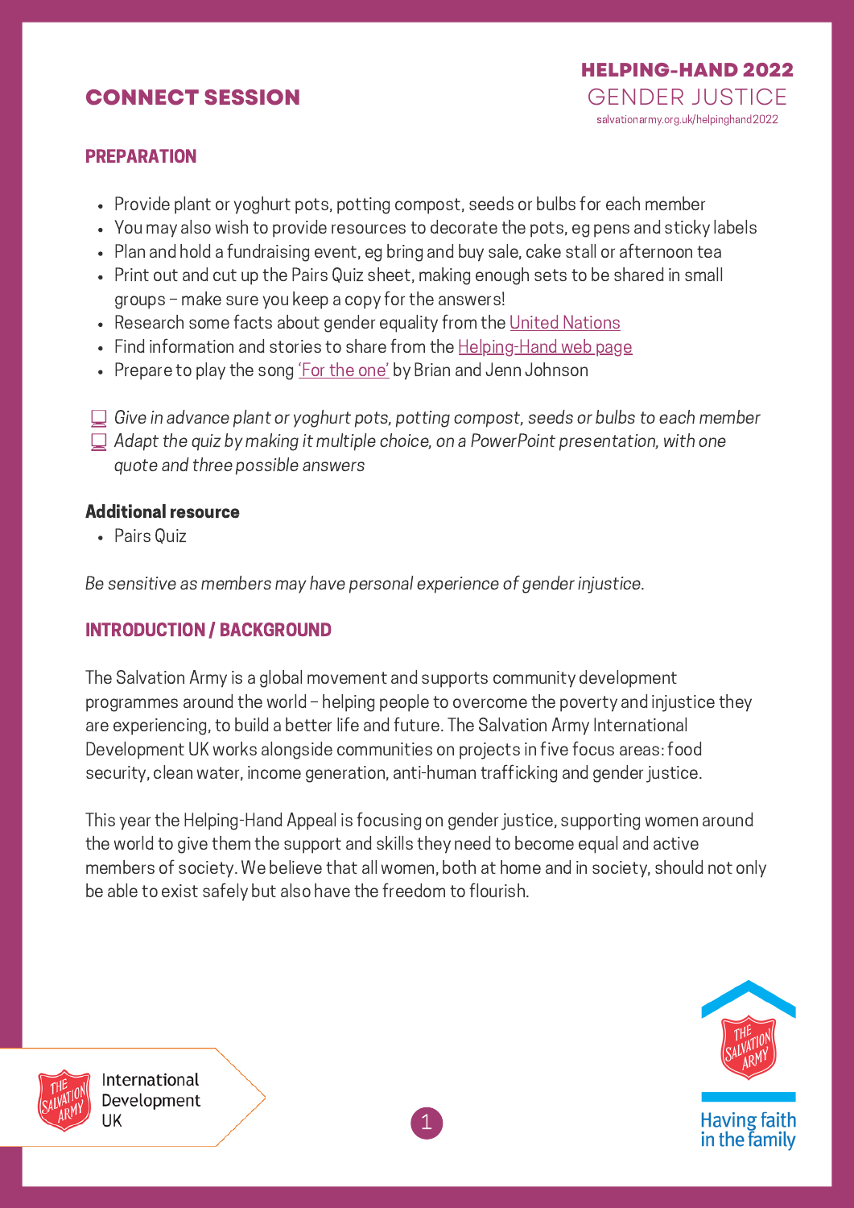# CONNECT SESSION

**HELPING-HAND 2022**
GENDER JUSTICE
salvationarmy.org.uk/helpinghand2022

## PREPARATION

- Provide plant or yoghurt pots, potting compost, seeds or bulbs for each member
- You may also wish to provide resources to decorate the pots, eg pens and sticky labels
- Plan and hold a fundraising event, eg bring and buy sale, cake stall or afternoon tea
- Print out and cut up the Pairs Quiz sheet, making enough sets to be shared in small groups – make sure you keep a copy for the answers!
- Research some facts about gender equality from the United Nations
- Find information and stories to share from the Helping-Hand web page
- Prepare to play the song 'For the one' by Brian and Jenn Johnson

- *Give in advance plant or yoghurt pots, potting compost, seeds or bulbs to each member*
- *Adapt the quiz by making it multiple choice, on a PowerPoint presentation, with one quote and three possible answers*

**Additional resource**

- Pairs Quiz

*Be sensitive as members may have personal experience of gender injustice.*

## INTRODUCTION / BACKGROUND

The Salvation Army is a global movement and supports community development programmes around the world – helping people to overcome the poverty and injustice they are experiencing, to build a better life and future. The Salvation Army International Development UK works alongside communities on projects in five focus areas: food security, clean water, income generation, anti-human trafficking and gender justice.

This year the Helping-Hand Appeal is focusing on gender justice, supporting women around the world to give them the support and skills they need to become equal and active members of society. We believe that all women, both at home and in society, should not only be able to exist safely but also have the freedom to flourish.

International Development UK

Having faith in the family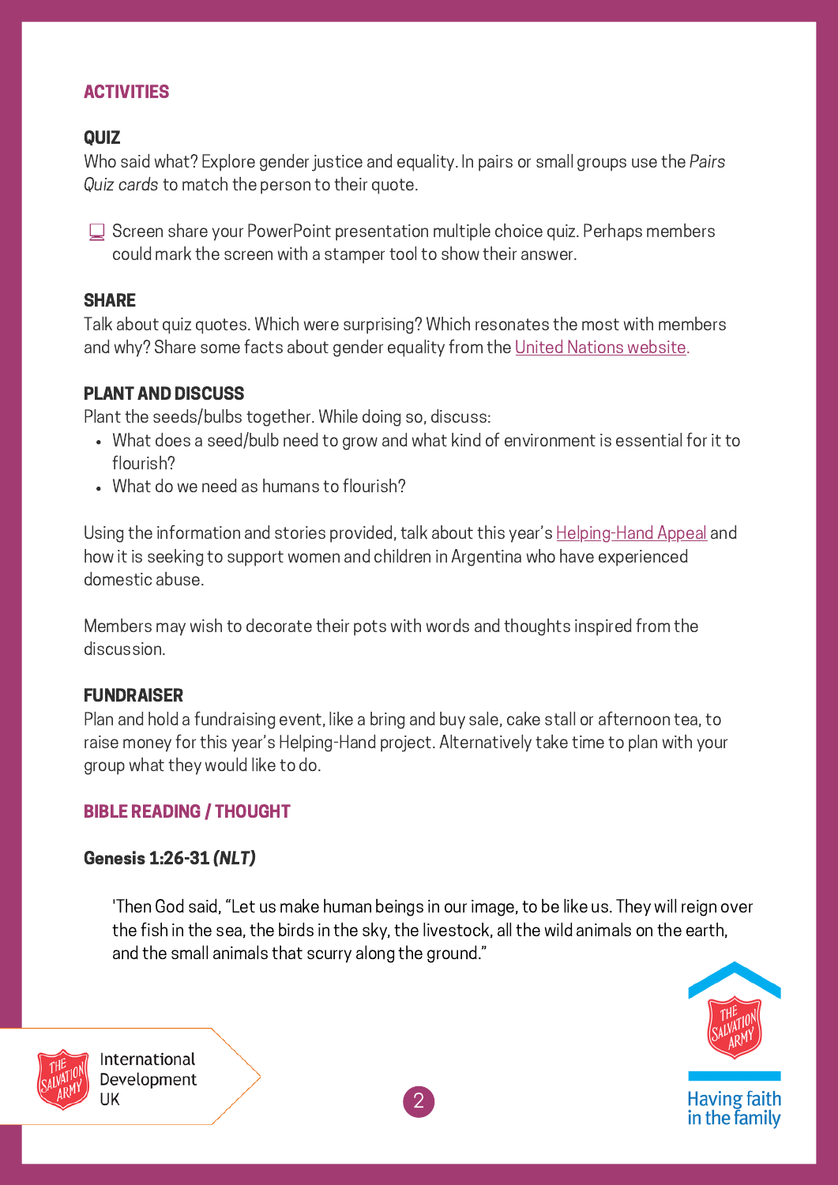## ACTIVITIES

### QUIZ

Who said what? Explore gender justice and equality. In pairs or small groups use the *Pairs Quiz cards* to match the person to their quote.

💻 Screen share your PowerPoint presentation multiple choice quiz. Perhaps members could mark the screen with a stamper tool to show their answer.

### SHARE

Talk about quiz quotes. Which were surprising? Which resonates the most with members and why? Share some facts about gender equality from the United Nations website.

### PLANT AND DISCUSS

Plant the seeds/bulbs together. While doing so, discuss:

- What does a seed/bulb need to grow and what kind of environment is essential for it to flourish?
- What do we need as humans to flourish?

Using the information and stories provided, talk about this year's Helping-Hand Appeal and how it is seeking to support women and children in Argentina who have experienced domestic abuse.

Members may wish to decorate their pots with words and thoughts inspired from the discussion.

### FUNDRAISER

Plan and hold a fundraising event, like a bring and buy sale, cake stall or afternoon tea, to raise money for this year's Helping-Hand project. Alternatively take time to plan with your group what they would like to do.

## BIBLE READING / THOUGHT

**Genesis 1:26-31 *(NLT)***

> 'Then God said, "Let us make human beings in our image, to be like us. They will reign over the fish in the sea, the birds in the sky, the livestock, all the wild animals on the earth, and the small animals that scurry along the ground."

The Salvation Army International Development UK

Having faith in the family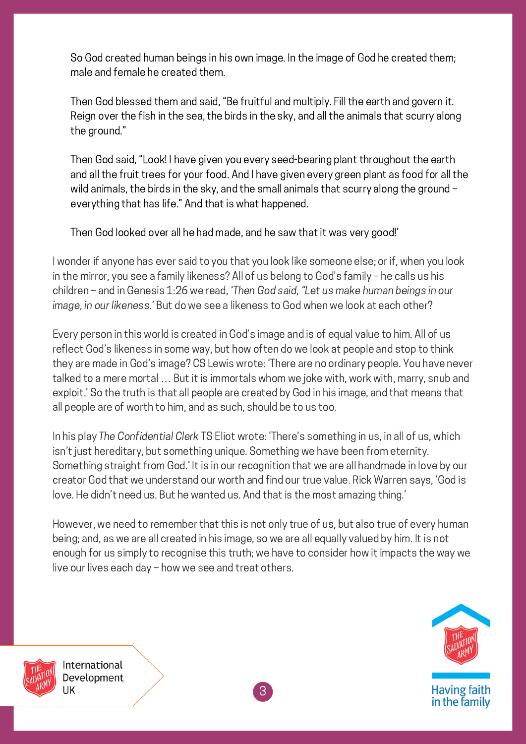So God created human beings in his own image. In the image of God he created them; male and female he created them.

Then God blessed them and said, "Be fruitful and multiply. Fill the earth and govern it. Reign over the fish in the sea, the birds in the sky, and all the animals that scurry along the ground."

Then God said, "Look! I have given you every seed-bearing plant throughout the earth and all the fruit trees for your food. And I have given every green plant as food for all the wild animals, the birds in the sky, and the small animals that scurry along the ground – everything that has life." And that is what happened.

Then God looked over all he had made, and he saw that it was very good!'

I wonder if anyone has ever said to you that you look like someone else; or if, when you look in the mirror, you see a family likeness? All of us belong to God's family – he calls us his children – and in Genesis 1:26 we read, *'Then God said, "Let us make human beings in our image, in our likeness.'* But do we see a likeness to God when we look at each other?

Every person in this world is created in God's image and is of equal value to him. All of us reflect God's likeness in some way, but how often do we look at people and stop to think they are made in God's image? CS Lewis wrote: 'There are no ordinary people. You have never talked to a mere mortal … But it is immortals whom we joke with, work with, marry, snub and exploit.' So the truth is that all people are created by God in his image, and that means that all people are of worth to him, and as such, should be to us too.

In his play *The Confidential Clerk* TS Eliot wrote: 'There's something in us, in all of us, which isn't just hereditary, but something unique. Something we have been from eternity. Something straight from God.' It is in our recognition that we are all handmade in love by our creator God that we understand our worth and find our true value. Rick Warren says, 'God is love. He didn't need us. But he wanted us. And that is the most amazing thing.'

However, we need to remember that this is not only true of us, but also true of every human being; and, as we are all created in his image, so we are all equally valued by him. It is not enough for us simply to recognise this truth; we have to consider how it impacts the way we live our lives each day – how we see and treat others.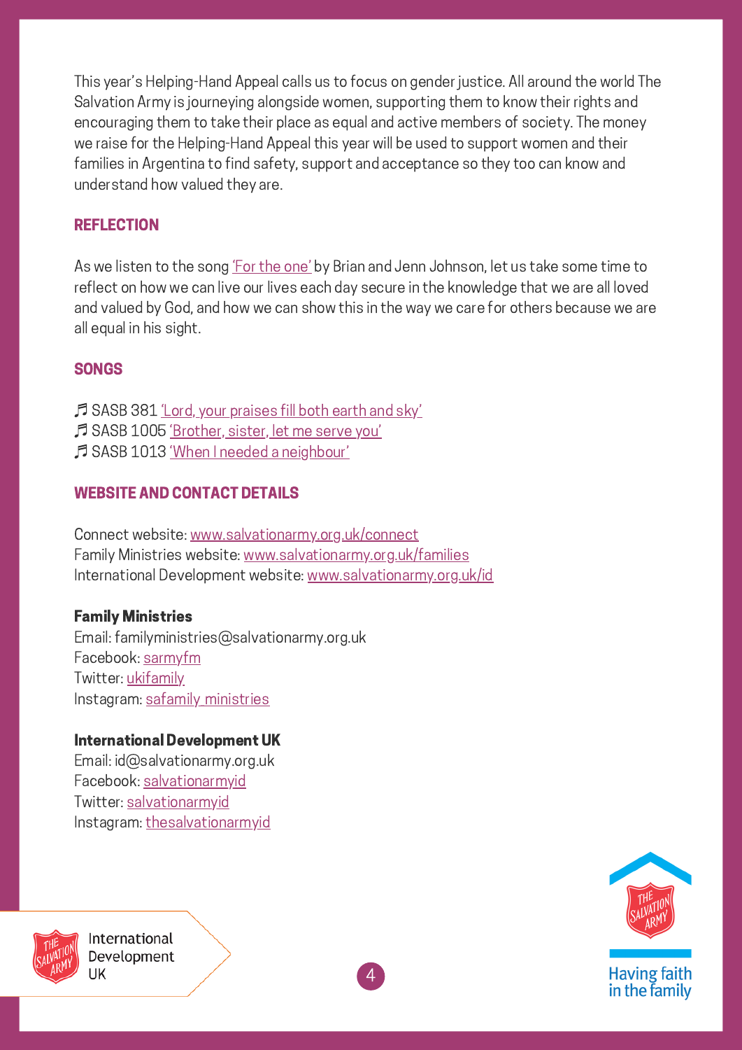This year's Helping-Hand Appeal calls us to focus on gender justice. All around the world The Salvation Army is journeying alongside women, supporting them to know their rights and encouraging them to take their place as equal and active members of society. The money we raise for the Helping-Hand Appeal this year will be used to support women and their families in Argentina to find safety, support and acceptance so they too can know and understand how valued they are.

## REFLECTION

As we listen to the song 'For the one' by Brian and Jenn Johnson, let us take some time to reflect on how we can live our lives each day secure in the knowledge that we are all loved and valued by God, and how we can show this in the way we care for others because we are all equal in his sight.

## SONGS

♬ SASB 381 'Lord, your praises fill both earth and sky'
♬ SASB 1005 'Brother, sister, let me serve you'
♬ SASB 1013 'When I needed a neighbour'

## WEBSITE AND CONTACT DETAILS

Connect website: www.salvationarmy.org.uk/connect
Family Ministries website: www.salvationarmy.org.uk/families
International Development website: www.salvationarmy.org.uk/id

**Family Ministries**
Email: familyministries@salvationarmy.org.uk
Facebook: sarmyfm
Twitter: ukifamily
Instagram: safamily_ministries

**International Development UK**
Email: id@salvationarmy.org.uk
Facebook: salvationarmyid
Twitter: salvationarmyid
Instagram: thesalvationarmyid

International Development UK

Having faith in the family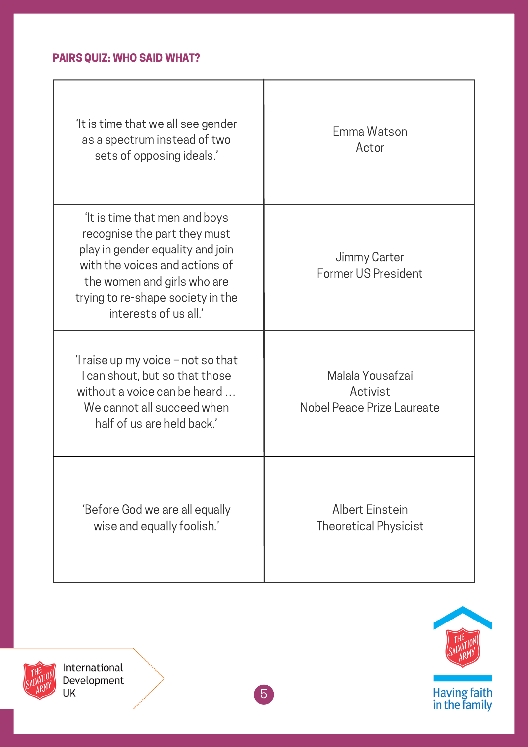#### PAIRS QUIZ: WHO SAID WHAT?

| | |
|---|---|
| 'It is time that we all see gender as a spectrum instead of two sets of opposing ideals.' | Emma Watson<br>Actor |
| 'It is time that men and boys recognise the part they must play in gender equality and join with the voices and actions of the women and girls who are trying to re-shape society in the interests of us all.' | Jimmy Carter<br>Former US President |
| 'I raise up my voice – not so that I can shout, but so that those without a voice can be heard … We cannot all succeed when half of us are held back.' | Malala Yousafzai<br>Activist<br>Nobel Peace Prize Laureate |
| 'Before God we are all equally wise and equally foolish.' | Albert Einstein<br>Theoretical Physicist |

The Salvation Army International Development UK

The Salvation Army — Having faith in the family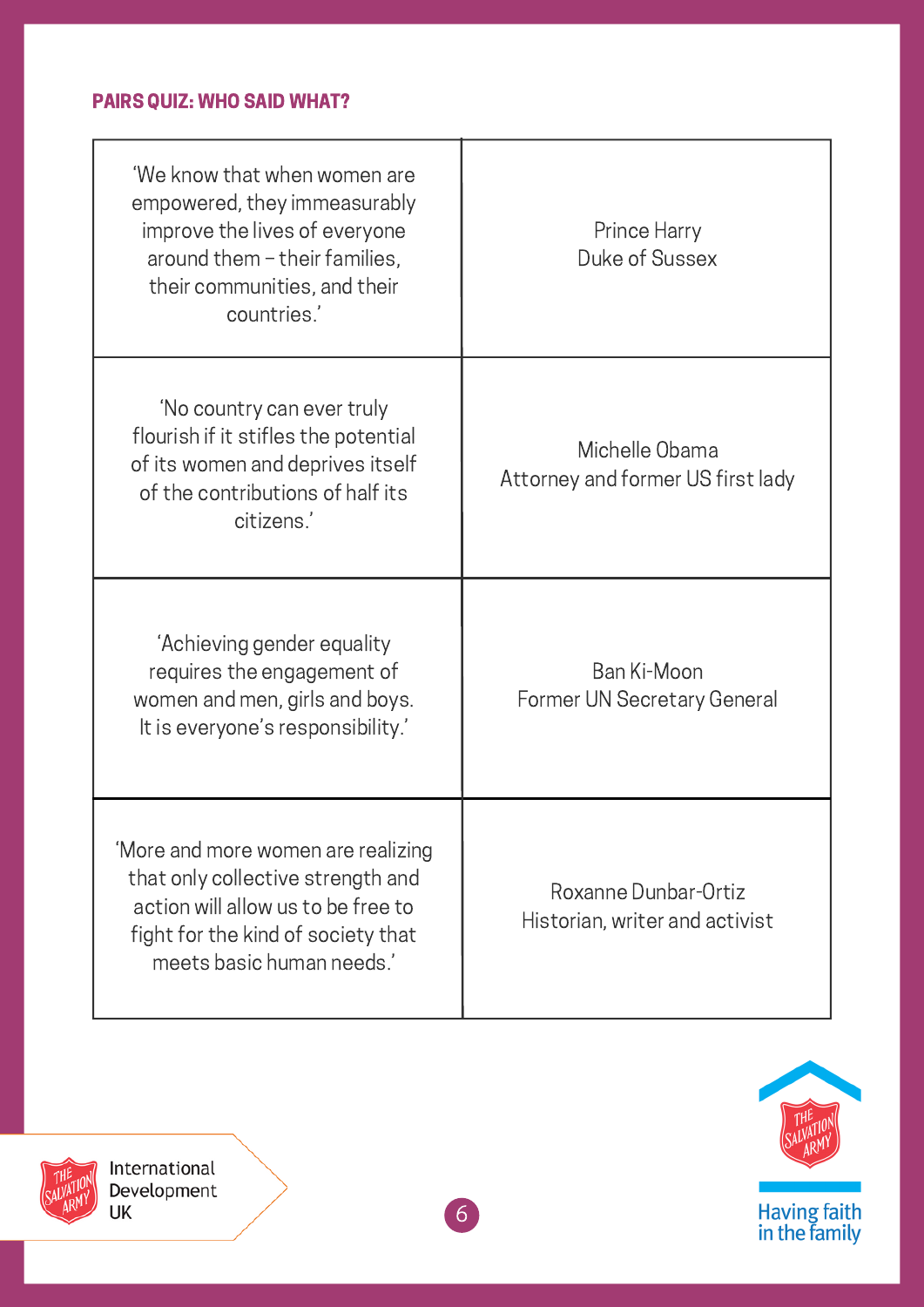**PAIRS QUIZ: WHO SAID WHAT?**

| | |
|---|---|
| 'We know that when women are empowered, they immeasurably improve the lives of everyone around them – their families, their communities, and their countries.' | Prince Harry<br>Duke of Sussex |
| 'No country can ever truly flourish if it stifles the potential of its women and deprives itself of the contributions of half its citizens.' | Michelle Obama<br>Attorney and former US first lady |
| 'Achieving gender equality requires the engagement of women and men, girls and boys. It is everyone's responsibility.' | Ban Ki-Moon<br>Former UN Secretary General |
| 'More and more women are realizing that only collective strength and action will allow us to be free to fight for the kind of society that meets basic human needs.' | Roxanne Dunbar-Ortiz<br>Historian, writer and activist |

International Development UK

Having faith in the family